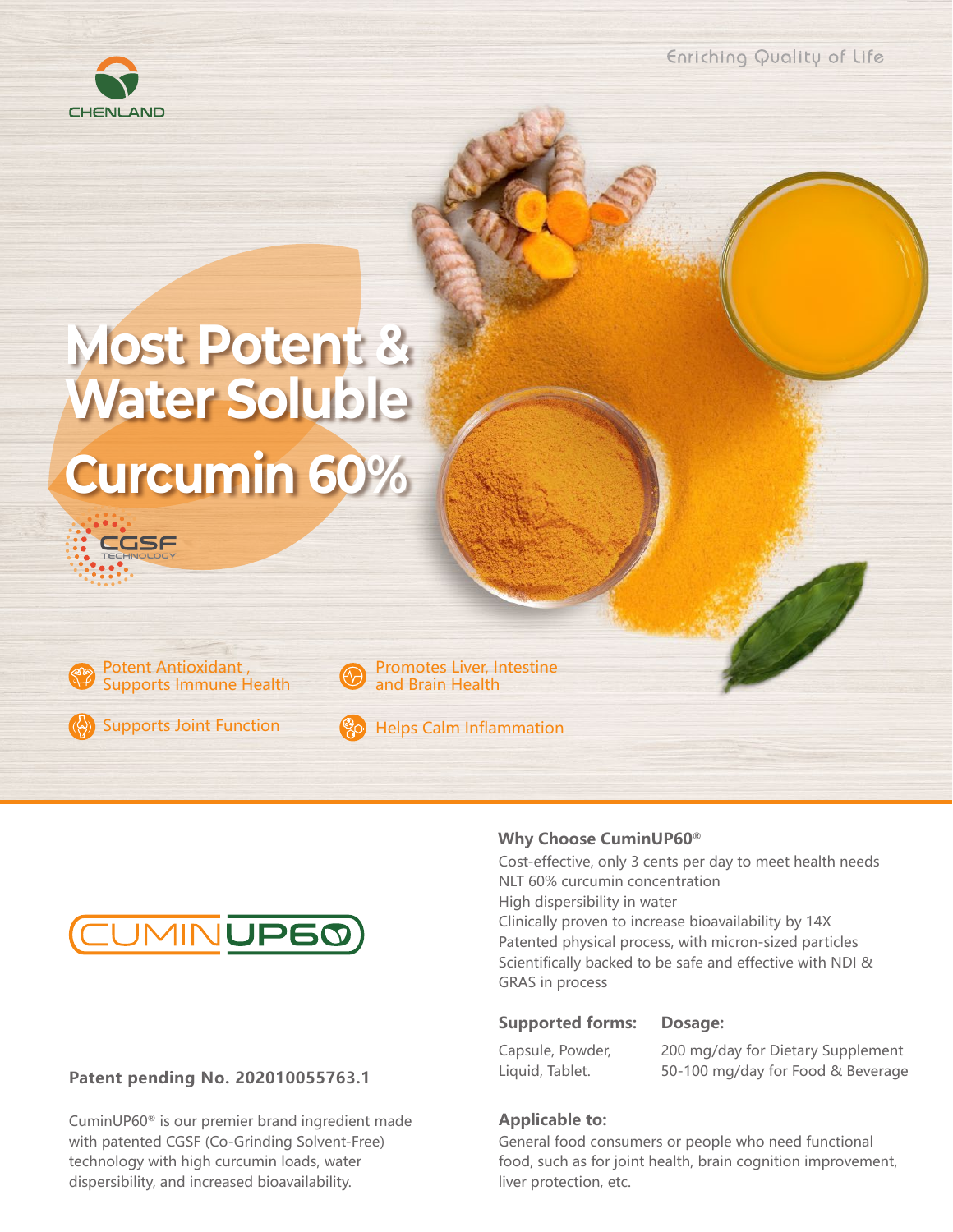CHENLAND

Enriching Quality of Life

# Most Potent & Water Soluble Curcumin 60%

CGSF TECHNOLOGY

- Potent Antioxidant , Supports Immune Health
- Promotes Liver, Intestine and Brain Health
- Supports Joint Function
- Helps Calm Inflammation

CUMINUP60

### Why Choose CuminUP60®

Cost-effective, only 3 cents per day to meet health needs
NLT 60% curcumin concentration
High dispersibility in water
Clinically proven to increase bioavailability by 14X
Patented physical process, with micron-sized particles
Scientifically backed to be safe and effective with NDI & GRAS in process

**Patent pending No. 202010055763.1**

CuminUP60® is our premier brand ingredient made with patented CGSF (Co-Grinding Solvent-Free) technology with high curcumin loads, water dispersibility, and increased bioavailability.

| Supported forms: | Dosage: |
|---|---|
| Capsule, Powder, Liquid, Tablet. | 200 mg/day for Dietary Supplement<br>50-100 mg/day for Food & Beverage |

### Applicable to:

General food consumers or people who need functional food, such as for joint health, brain cognition improvement, liver protection, etc.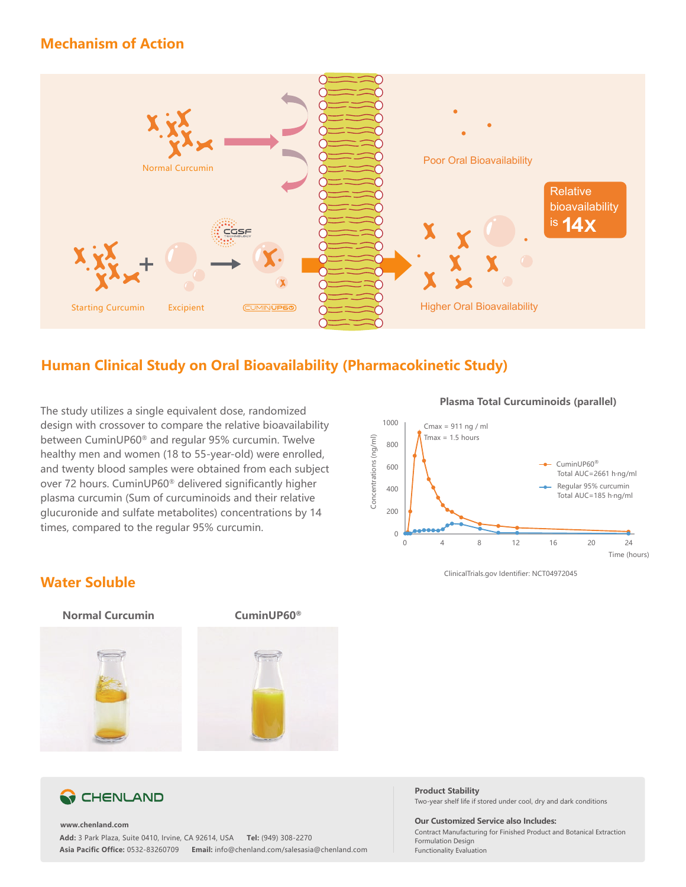## Mechanism of Action

Normal Curcumin

Poor Oral Bioavailability

Relative bioavailability is 14x

Starting Curcumin

Excipient

CGSF TECHNOLOGY

CUMINUP60

Higher Oral Bioavailability

## Human Clinical Study on Oral Bioavailability (Pharmacokinetic Study)

The study utilizes a single equivalent dose, randomized design with crossover to compare the relative bioavailability between CuminUP60® and regular 95% curcumin. Twelve healthy men and women (18 to 55-year-old) were enrolled, and twenty blood samples were obtained from each subject over 72 hours. CuminUP60® delivered significantly higher plasma curcumin (Sum of curcuminoids and their relative glucuronide and sulfate metabolites) concentrations by 14 times, compared to the regular 95% curcumin.

**Plasma Total Curcuminoids (parallel)**

Cmax = 911 ng / ml

Tmax = 1.5 hours

CuminUP60®
Total AUC=2661 h·ng/ml

Regular 95% curcumin
Total AUC=185 h·ng/ml

Concentrations (ng/ml)

0
200
400
600
800
1000

0
4
8
12
16
20
24

Time (hours)

ClinicalTrials.gov Identifier: NCT04972045

## Water Soluble

**Normal Curcumin**

**CuminUP60®**

CHENLAND

**www.chenland.com**

**Add:** 3 Park Plaza, Suite 0410, Irvine, CA 92614, USA **Tel:** (949) 308-2270

**Asia Pacific Office:** 0532-83260709 **Email:** info@chenland.com/salesasia@chenland.com

**Product Stability**

Two-year shelf life if stored under cool, dry and dark conditions

**Our Customized Service also Includes:**

Contract Manufacturing for Finished Product and Botanical Extraction

Formulation Design

Functionality Evaluation